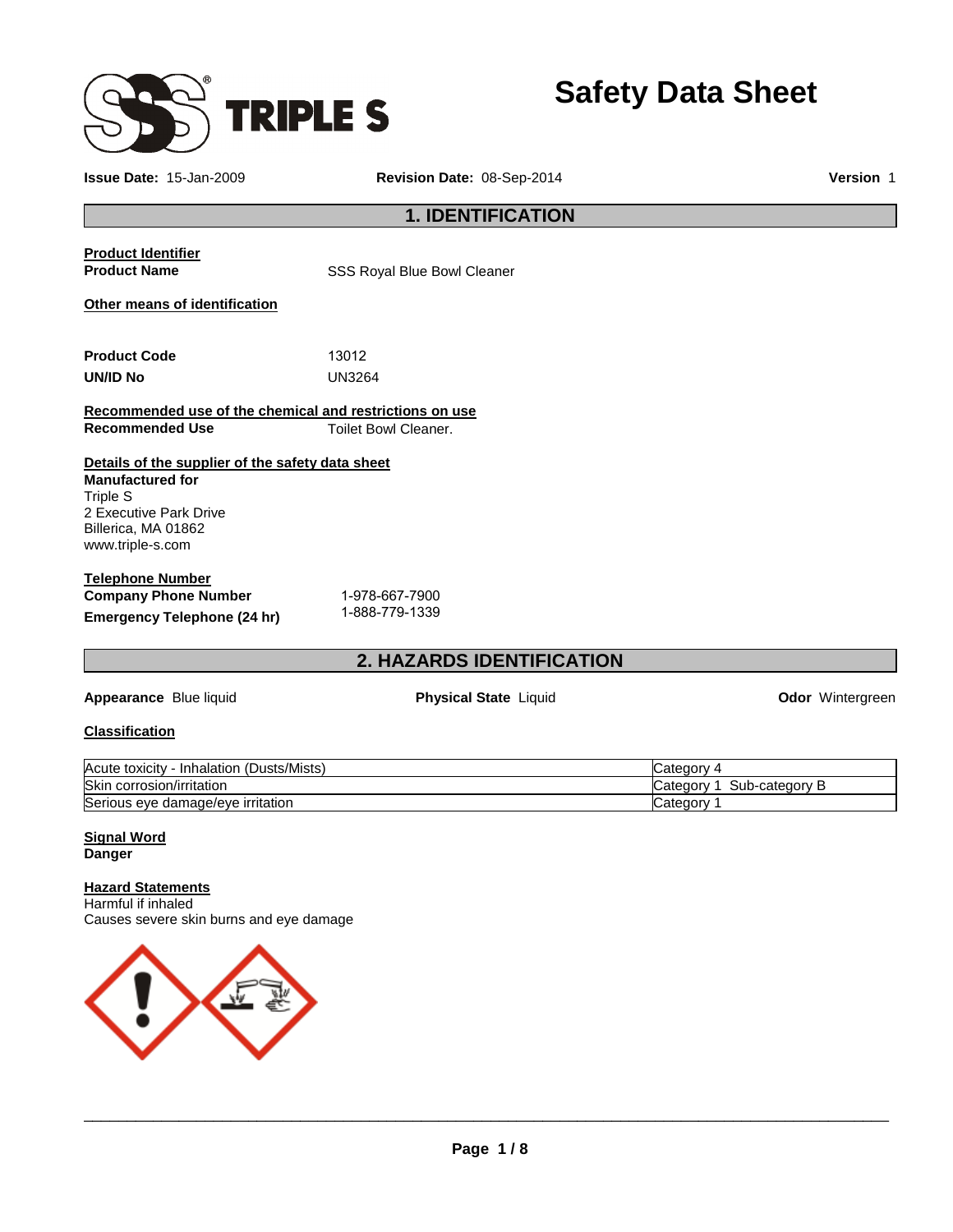TRIPLE S

# Safety Data Sheet

**Issue Date:** 15-Jan-2009 **Revision Date:** 08-Sep-2014 **Version** 1

## 1. IDENTIFICATION

**Product Identifier**

**Product Name** SSS Royal Blue Bowl Cleaner

**Other means of identification**

**Product Code** 13012

**UN/ID No** UN3264

**Recommended use of the chemical and restrictions on use**

**Recommended Use** Toilet Bowl Cleaner.

**Details of the supplier of the safety data sheet**

**Manufactured for**
Triple S
2 Executive Park Drive
Billerica, MA 01862
www.triple-s.com

**Telephone Number**

**Company Phone Number** 1-978-667-7900

**Emergency Telephone (24 hr)** 1-888-779-1339

## 2. HAZARDS IDENTIFICATION

**Appearance** Blue liquid **Physical State** Liquid **Odor** Wintergreen

**Classification**

| | |
|---|---|
| Acute toxicity - Inhalation (Dusts/Mists) | Category 4 |
| Skin corrosion/irritation | Category 1 Sub-category B |
| Serious eye damage/eye irritation | Category 1 |

**Signal Word**

**Danger**

**Hazard Statements**

Harmful if inhaled
Causes severe skin burns and eye damage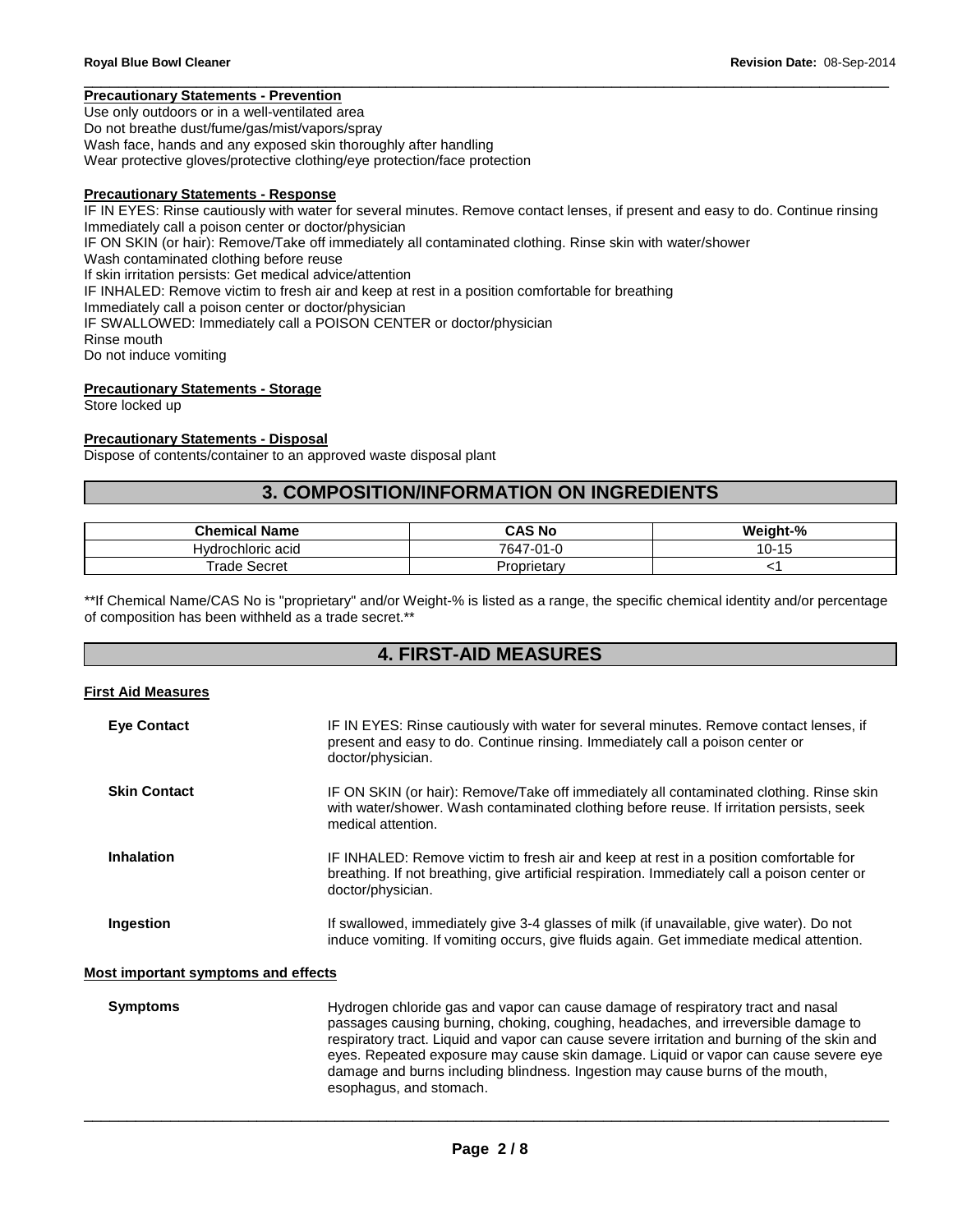**Precautionary Statements - Prevention**

Use only outdoors or in a well-ventilated area
Do not breathe dust/fume/gas/mist/vapors/spray
Wash face, hands and any exposed skin thoroughly after handling
Wear protective gloves/protective clothing/eye protection/face protection

**Precautionary Statements - Response**

IF IN EYES: Rinse cautiously with water for several minutes. Remove contact lenses, if present and easy to do. Continue rinsing
Immediately call a poison center or doctor/physician
IF ON SKIN (or hair): Remove/Take off immediately all contaminated clothing. Rinse skin with water/shower
Wash contaminated clothing before reuse
If skin irritation persists: Get medical advice/attention
IF INHALED: Remove victim to fresh air and keep at rest in a position comfortable for breathing
Immediately call a poison center or doctor/physician
IF SWALLOWED: Immediately call a POISON CENTER or doctor/physician
Rinse mouth
Do not induce vomiting

**Precautionary Statements - Storage**

Store locked up

**Precautionary Statements - Disposal**

Dispose of contents/container to an approved waste disposal plant

## 3. COMPOSITION/INFORMATION ON INGREDIENTS

| Chemical Name | CAS No | Weight-% |
|---|---|---|
| Hydrochloric acid | 7647-01-0 | 10-15 |
| Trade Secret | Proprietary | <1 |

**If Chemical Name/CAS No is "proprietary" and/or Weight-% is listed as a range, the specific chemical identity and/or percentage of composition has been withheld as a trade secret.**

## 4. FIRST-AID MEASURES

**First Aid Measures**

**Eye Contact** IF IN EYES: Rinse cautiously with water for several minutes. Remove contact lenses, if present and easy to do. Continue rinsing. Immediately call a poison center or doctor/physician.

**Skin Contact** IF ON SKIN (or hair): Remove/Take off immediately all contaminated clothing. Rinse skin with water/shower. Wash contaminated clothing before reuse. If irritation persists, seek medical attention.

**Inhalation** IF INHALED: Remove victim to fresh air and keep at rest in a position comfortable for breathing. If not breathing, give artificial respiration. Immediately call a poison center or doctor/physician.

**Ingestion** If swallowed, immediately give 3-4 glasses of milk (if unavailable, give water). Do not induce vomiting. If vomiting occurs, give fluids again. Get immediate medical attention.

**Most important symptoms and effects**

**Symptoms** Hydrogen chloride gas and vapor can cause damage of respiratory tract and nasal passages causing burning, choking, coughing, headaches, and irreversible damage to respiratory tract. Liquid and vapor can cause severe irritation and burning of the skin and eyes. Repeated exposure may cause skin damage. Liquid or vapor can cause severe eye damage and burns including blindness. Ingestion may cause burns of the mouth, esophagus, and stomach.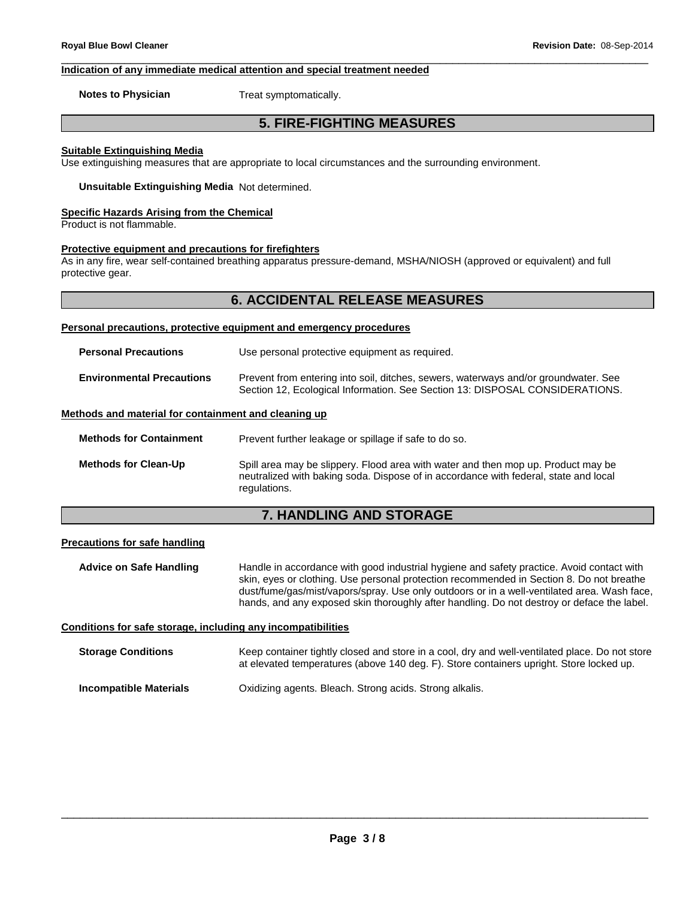#### Indication of any immediate medical attention and special treatment needed

**Notes to Physician** Treat symptomatically.

## 5. FIRE-FIGHTING MEASURES

#### Suitable Extinguishing Media

Use extinguishing measures that are appropriate to local circumstances and the surrounding environment.

**Unsuitable Extinguishing Media** Not determined.

#### Specific Hazards Arising from the Chemical

Product is not flammable.

#### Protective equipment and precautions for firefighters

As in any fire, wear self-contained breathing apparatus pressure-demand, MSHA/NIOSH (approved or equivalent) and full protective gear.

## 6. ACCIDENTAL RELEASE MEASURES

#### Personal precautions, protective equipment and emergency procedures

**Personal Precautions** Use personal protective equipment as required.

**Environmental Precautions** Prevent from entering into soil, ditches, sewers, waterways and/or groundwater. See Section 12, Ecological Information. See Section 13: DISPOSAL CONSIDERATIONS.

#### Methods and material for containment and cleaning up

**Methods for Containment** Prevent further leakage or spillage if safe to do so.

**Methods for Clean-Up** Spill area may be slippery. Flood area with water and then mop up. Product may be neutralized with baking soda. Dispose of in accordance with federal, state and local regulations.

## 7. HANDLING AND STORAGE

#### Precautions for safe handling

**Advice on Safe Handling** Handle in accordance with good industrial hygiene and safety practice. Avoid contact with skin, eyes or clothing. Use personal protection recommended in Section 8. Do not breathe dust/fume/gas/mist/vapors/spray. Use only outdoors or in a well-ventilated area. Wash face, hands, and any exposed skin thoroughly after handling. Do not destroy or deface the label.

#### Conditions for safe storage, including any incompatibilities

**Storage Conditions** Keep container tightly closed and store in a cool, dry and well-ventilated place. Do not store at elevated temperatures (above 140 deg. F). Store containers upright. Store locked up.

**Incompatible Materials** Oxidizing agents. Bleach. Strong acids. Strong alkalis.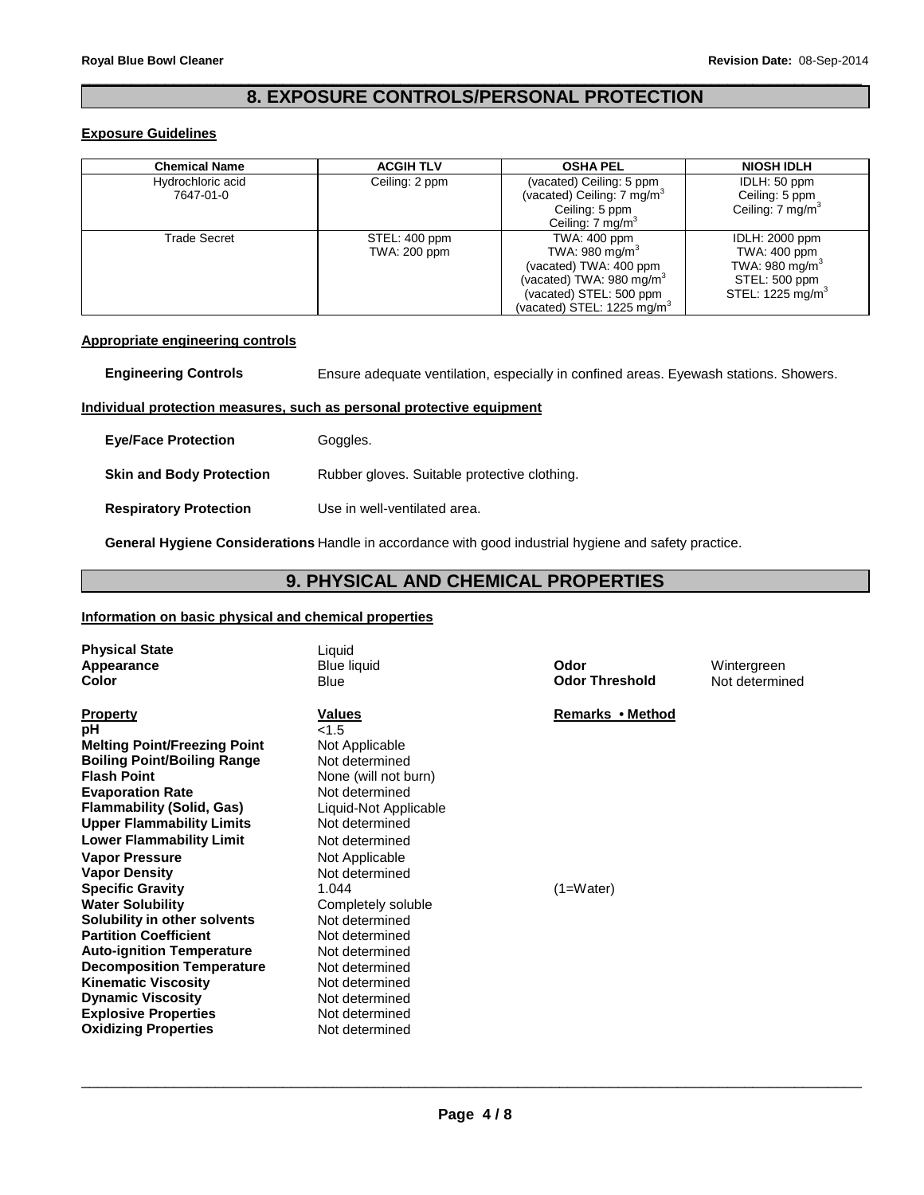## 8. EXPOSURE CONTROLS/PERSONAL PROTECTION

### Exposure Guidelines

| Chemical Name | ACGIH TLV | OSHA PEL | NIOSH IDLH |
|---|---|---|---|
| Hydrochloric acid 7647-01-0 | Ceiling: 2 ppm | (vacated) Ceiling: 5 ppm<br>(vacated) Ceiling: 7 mg/m$^3$<br>Ceiling: 5 ppm<br>Ceiling: 7 mg/m$^3$ | IDLH: 50 ppm<br>Ceiling: 5 ppm<br>Ceiling: 7 mg/m$^3$ |
| Trade Secret | STEL: 400 ppm<br>TWA: 200 ppm | TWA: 400 ppm<br>TWA: 980 mg/m$^3$<br>(vacated) TWA: 400 ppm<br>(vacated) TWA: 980 mg/m$^3$<br>(vacated) STEL: 500 ppm<br>(vacated) STEL: 1225 mg/m$^3$ | IDLH: 2000 ppm<br>TWA: 400 ppm<br>TWA: 980 mg/m$^3$<br>STEL: 500 ppm<br>STEL: 1225 mg/m$^3$ |

### Appropriate engineering controls

**Engineering Controls** Ensure adequate ventilation, especially in confined areas. Eyewash stations. Showers.

### Individual protection measures, such as personal protective equipment

**Eye/Face Protection** Goggles.

**Skin and Body Protection** Rubber gloves. Suitable protective clothing.

**Respiratory Protection** Use in well-ventilated area.

**General Hygiene Considerations** Handle in accordance with good industrial hygiene and safety practice.

## 9. PHYSICAL AND CHEMICAL PROPERTIES

### Information on basic physical and chemical properties

**Physical State** Liquid
**Appearance** Blue liquid
**Color** Blue
**Odor** Wintergreen
**Odor Threshold** Not determined

| Property | Values | Remarks • Method |
|---|---|---|
| pH | <1.5 | |
| Melting Point/Freezing Point | Not Applicable | |
| Boiling Point/Boiling Range | Not determined | |
| Flash Point | None (will not burn) | |
| Evaporation Rate | Not determined | |
| Flammability (Solid, Gas) | Liquid-Not Applicable | |
| Upper Flammability Limits | Not determined | |
| Lower Flammability Limit | Not determined | |
| Vapor Pressure | Not Applicable | |
| Vapor Density | Not determined | |
| Specific Gravity | 1.044 | (1=Water) |
| Water Solubility | Completely soluble | |
| Solubility in other solvents | Not determined | |
| Partition Coefficient | Not determined | |
| Auto-ignition Temperature | Not determined | |
| Decomposition Temperature | Not determined | |
| Kinematic Viscosity | Not determined | |
| Dynamic Viscosity | Not determined | |
| Explosive Properties | Not determined | |
| Oxidizing Properties | Not determined | |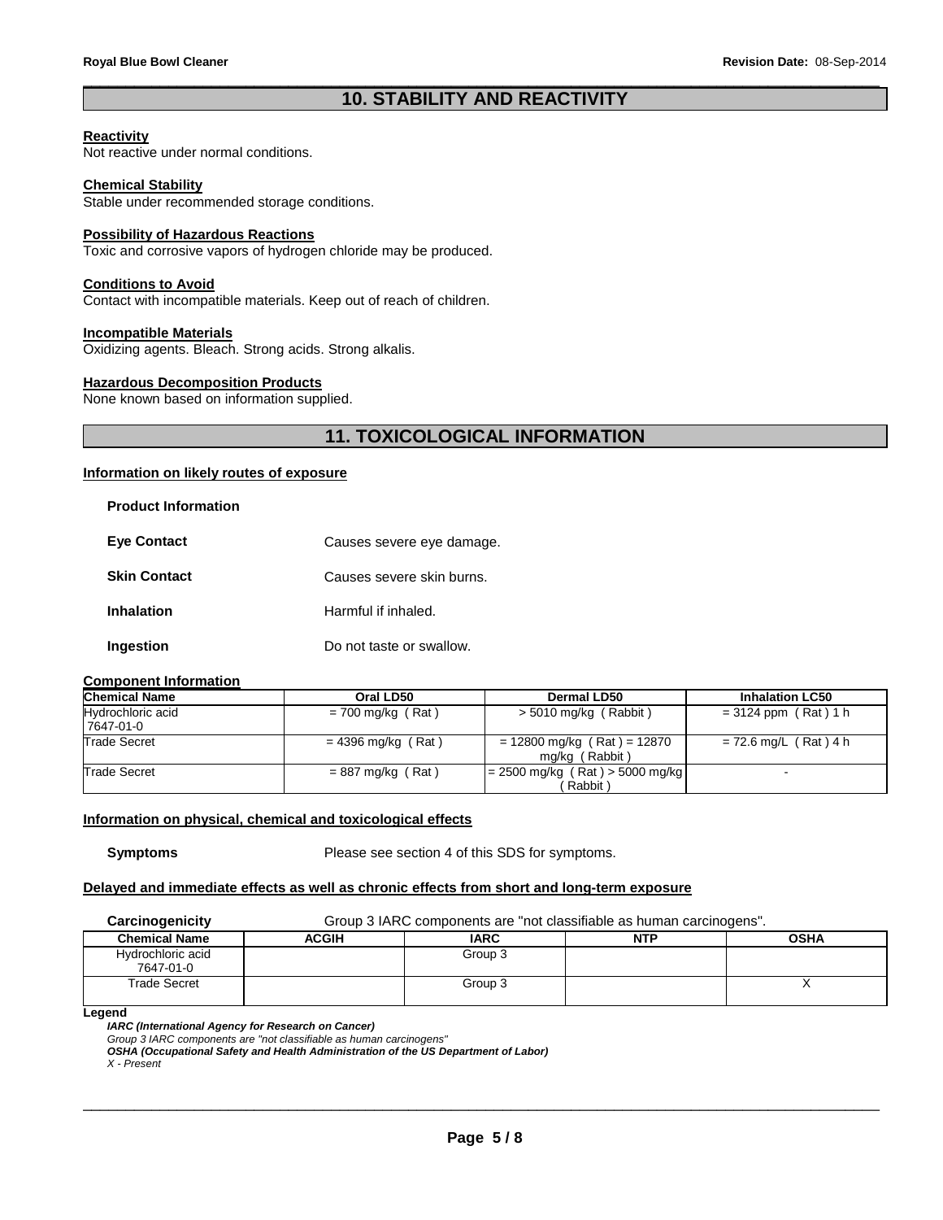## 10. STABILITY AND REACTIVITY

**Reactivity**
Not reactive under normal conditions.

**Chemical Stability**
Stable under recommended storage conditions.

**Possibility of Hazardous Reactions**
Toxic and corrosive vapors of hydrogen chloride may be produced.

**Conditions to Avoid**
Contact with incompatible materials. Keep out of reach of children.

**Incompatible Materials**
Oxidizing agents. Bleach. Strong acids. Strong alkalis.

**Hazardous Decomposition Products**
None known based on information supplied.

## 11. TOXICOLOGICAL INFORMATION

**Information on likely routes of exposure**

**Product Information**

**Eye Contact** Causes severe eye damage.

**Skin Contact** Causes severe skin burns.

**Inhalation** Harmful if inhaled.

**Ingestion** Do not taste or swallow.

**Component Information**

| Chemical Name | Oral LD50 | Dermal LD50 | Inhalation LC50 |
|---|---|---|---|
| Hydrochloric acid 7647-01-0 | = 700 mg/kg ( Rat ) | > 5010 mg/kg ( Rabbit ) | = 3124 ppm ( Rat ) 1 h |
| Trade Secret | = 4396 mg/kg ( Rat ) | = 12800 mg/kg ( Rat ) = 12870 mg/kg ( Rabbit ) | = 72.6 mg/L ( Rat ) 4 h |
| Trade Secret | = 887 mg/kg ( Rat ) | = 2500 mg/kg ( Rat ) > 5000 mg/kg ( Rabbit ) | - |

**Information on physical, chemical and toxicological effects**

**Symptoms** Please see section 4 of this SDS for symptoms.

**Delayed and immediate effects as well as chronic effects from short and long-term exposure**

**Carcinogenicity** Group 3 IARC components are "not classifiable as human carcinogens".

| Chemical Name | ACGIH | IARC | NTP | OSHA |
|---|---|---|---|---|
| Hydrochloric acid 7647-01-0 | | Group 3 | | |
| Trade Secret | | Group 3 | | X |

**Legend**
***IARC (International Agency for Research on Cancer)***
*Group 3 IARC components are "not classifiable as human carcinogens"*
***OSHA (Occupational Safety and Health Administration of the US Department of Labor)***
*X - Present*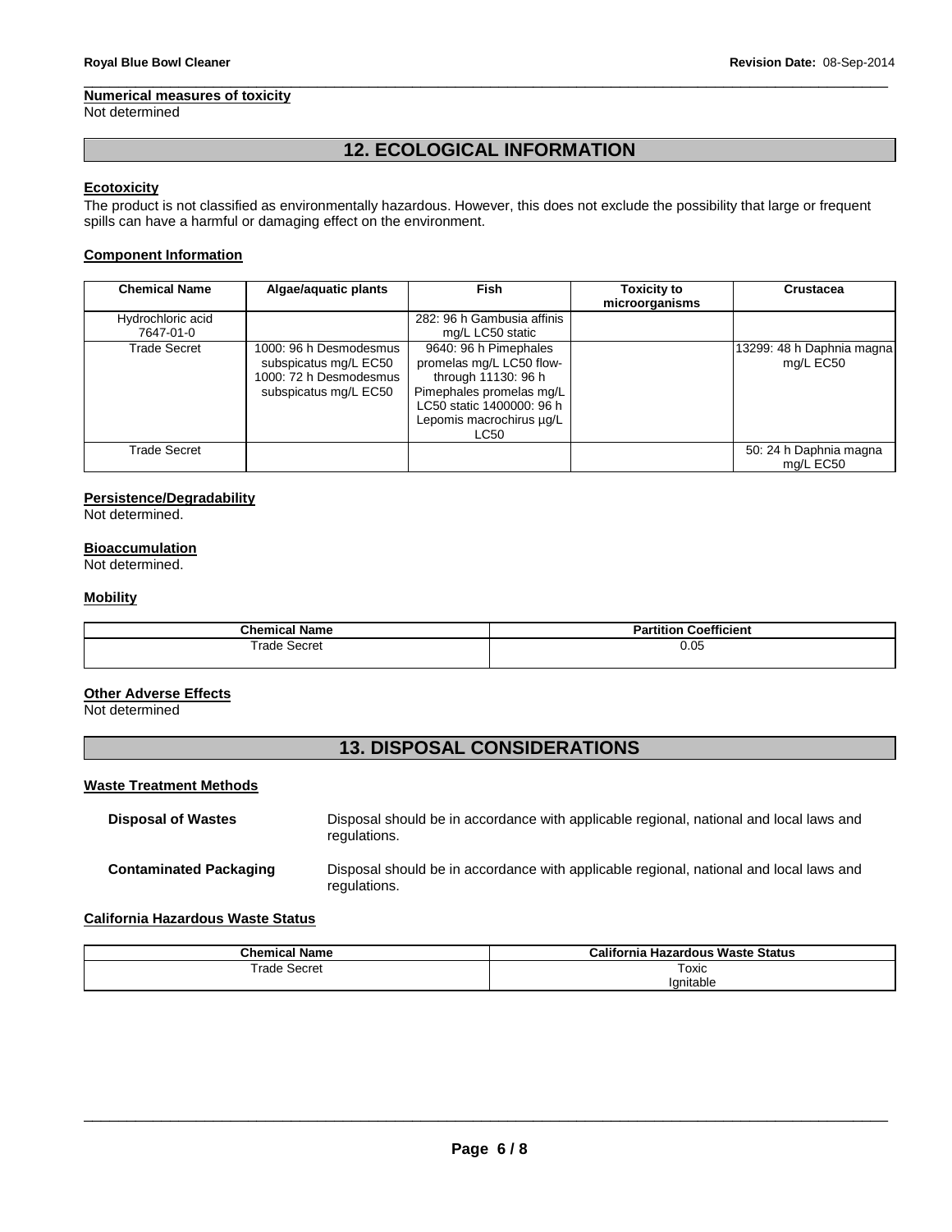**Numerical measures of toxicity**
Not determined

## 12. ECOLOGICAL INFORMATION

**Ecotoxicity**
The product is not classified as environmentally hazardous. However, this does not exclude the possibility that large or frequent spills can have a harmful or damaging effect on the environment.

**Component Information**

| Chemical Name | Algae/aquatic plants | Fish | Toxicity to microorganisms | Crustacea |
|---|---|---|---|---|
| Hydrochloric acid 7647-01-0 | | 282: 96 h Gambusia affinis mg/L LC50 static | | |
| Trade Secret | 1000: 96 h Desmodesmus subspicatus mg/L EC50 1000: 72 h Desmodesmus subspicatus mg/L EC50 | 9640: 96 h Pimephales promelas mg/L LC50 flow-through 11130: 96 h Pimephales promelas mg/L LC50 static 1400000: 96 h Lepomis macrochirus µg/L LC50 | | 13299: 48 h Daphnia magna mg/L EC50 |
| Trade Secret | | | | 50: 24 h Daphnia magna mg/L EC50 |

**Persistence/Degradability**
Not determined.

**Bioaccumulation**
Not determined.

**Mobility**

| Chemical Name | Partition Coefficient |
|---|---|
| Trade Secret | 0.05 |

**Other Adverse Effects**
Not determined

## 13. DISPOSAL CONSIDERATIONS

**Waste Treatment Methods**

**Disposal of Wastes** Disposal should be in accordance with applicable regional, national and local laws and regulations.

**Contaminated Packaging** Disposal should be in accordance with applicable regional, national and local laws and regulations.

**California Hazardous Waste Status**

| Chemical Name | California Hazardous Waste Status |
|---|---|
| Trade Secret | Toxic Ignitable |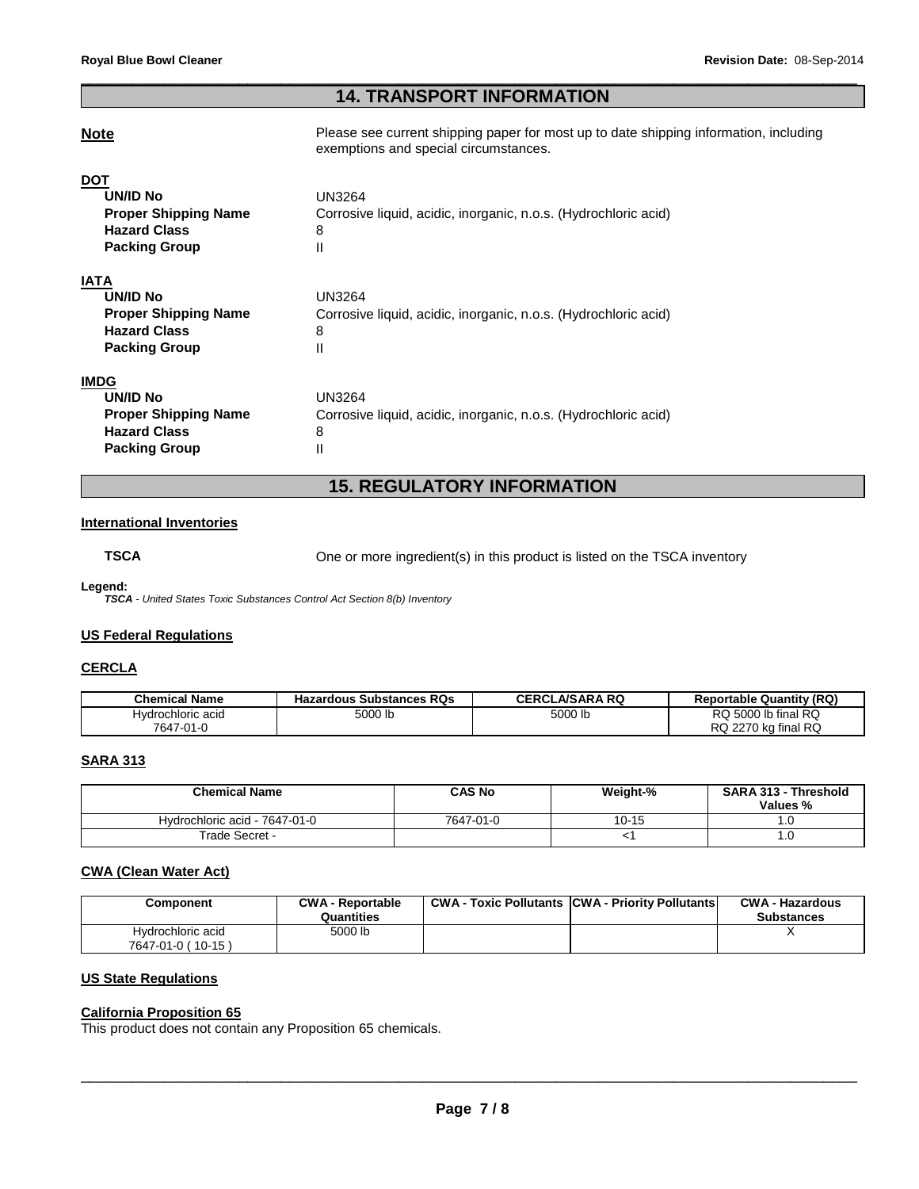## 14. TRANSPORT INFORMATION

**Note** Please see current shipping paper for most up to date shipping information, including exemptions and special circumstances.

**DOT**

| | |
|---|---|
| **UN/ID No** | UN3264 |
| **Proper Shipping Name** | Corrosive liquid, acidic, inorganic, n.o.s. (Hydrochloric acid) |
| **Hazard Class** | 8 |
| **Packing Group** | II |

**IATA**

| | |
|---|---|
| **UN/ID No** | UN3264 |
| **Proper Shipping Name** | Corrosive liquid, acidic, inorganic, n.o.s. (Hydrochloric acid) |
| **Hazard Class** | 8 |
| **Packing Group** | II |

**IMDG**

| | |
|---|---|
| **UN/ID No** | UN3264 |
| **Proper Shipping Name** | Corrosive liquid, acidic, inorganic, n.o.s. (Hydrochloric acid) |
| **Hazard Class** | 8 |
| **Packing Group** | II |

## 15. REGULATORY INFORMATION

### International Inventories

**TSCA** One or more ingredient(s) in this product is listed on the TSCA inventory

**Legend:**
***TSCA** - United States Toxic Substances Control Act Section 8(b) Inventory*

### US Federal Regulations

### CERCLA

| Chemical Name | Hazardous Substances RQs | CERCLA/SARA RQ | Reportable Quantity (RQ) |
|---|---|---|---|
| Hydrochloric acid 7647-01-0 | 5000 lb | 5000 lb | RQ 5000 lb final RQ RQ 2270 kg final RQ |

### SARA 313

| Chemical Name | CAS No | Weight-% | SARA 313 - Threshold Values % |
|---|---|---|---|
| Hydrochloric acid - 7647-01-0 | 7647-01-0 | 10-15 | 1.0 |
| Trade Secret - | | <1 | 1.0 |

### CWA (Clean Water Act)

| Component | CWA - Reportable Quantities | CWA - Toxic Pollutants | CWA - Priority Pollutants | CWA - Hazardous Substances |
|---|---|---|---|---|
| Hydrochloric acid 7647-01-0 ( 10-15 ) | 5000 lb | | | X |

### US State Regulations

### California Proposition 65

This product does not contain any Proposition 65 chemicals.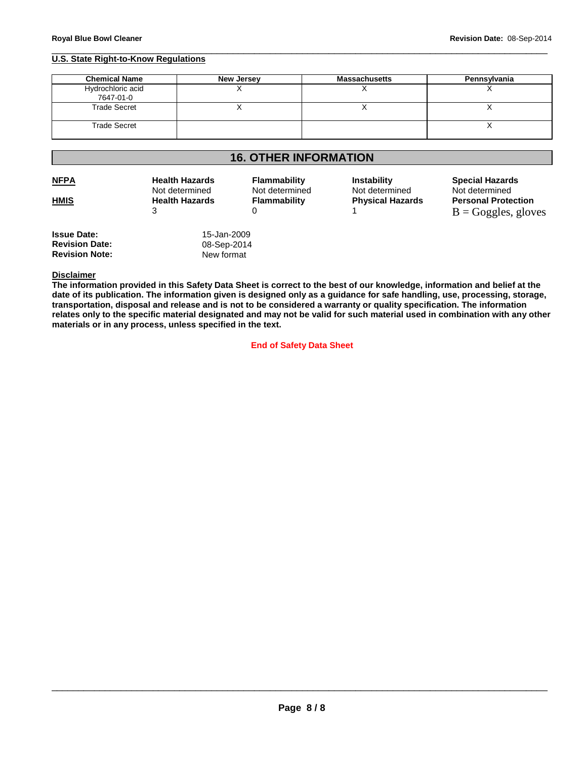#### U.S. State Right-to-Know Regulations

| Chemical Name | New Jersey | Massachusetts | Pennsylvania |
|---|---|---|---|
| Hydrochloric acid 7647-01-0 | X | X | X |
| Trade Secret | X | X | X |
| Trade Secret | | | X |

## 16. OTHER INFORMATION

| | | | | |
|---|---|---|---|---|
| **NFPA** | **Health Hazards** Not determined | **Flammability** Not determined | **Instability** Not determined | **Special Hazards** Not determined |
| **HMIS** | **Health Hazards** 3 | **Flammability** 0 | **Physical Hazards** 1 | **Personal Protection** B = Goggles, gloves |

**Issue Date:** 15-Jan-2009
**Revision Date:** 08-Sep-2014
**Revision Note:** New format

#### Disclaimer

**The information provided in this Safety Data Sheet is correct to the best of our knowledge, information and belief at the date of its publication. The information given is designed only as a guidance for safe handling, use, processing, storage, transportation, disposal and release and is not to be considered a warranty or quality specification. The information relates only to the specific material designated and may not be valid for such material used in combination with any other materials or in any process, unless specified in the text.**

**End of Safety Data Sheet**